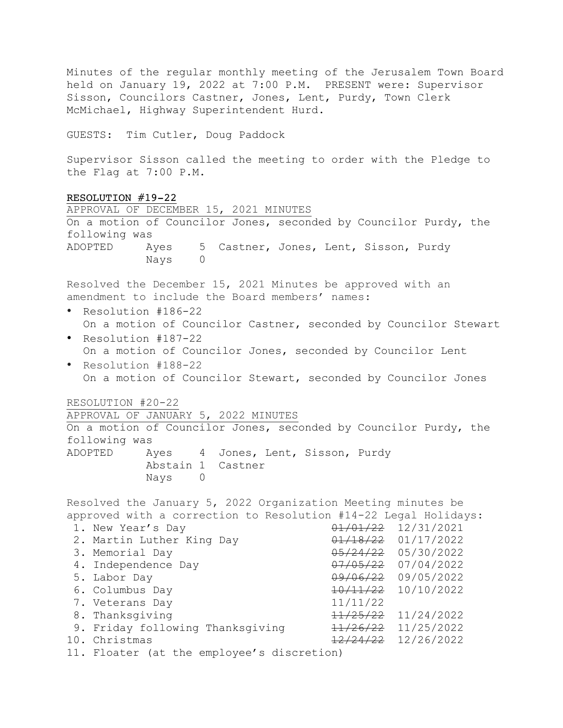Minutes of the regular monthly meeting of the Jerusalem Town Board held on January 19, 2022 at 7:00 P.M. PRESENT were: Supervisor Sisson, Councilors Castner, Jones, Lent, Purdy, Town Clerk McMichael, Highway Superintendent Hurd.

GUESTS: Tim Cutler, Doug Paddock

Supervisor Sisson called the meeting to order with the Pledge to the Flag at 7:00 P.M.

**RESOLUTION #19-22**

APPROVAL OF DECEMBER 15, 2021 MINUTES

On a motion of Councilor Jones, seconded by Councilor Purdy, the following was

ADOPTED Ayes 5 Castner, Jones, Lent, Sisson, Purdy
Nays 0

Resolved the December 15, 2021 Minutes be approved with an amendment to include the Board members' names:

- Resolution #186-22
  On a motion of Councilor Castner, seconded by Councilor Stewart
- Resolution #187-22
  On a motion of Councilor Jones, seconded by Councilor Lent
- Resolution #188-22
  On a motion of Councilor Stewart, seconded by Councilor Jones

RESOLUTION #20-22

APPROVAL OF JANUARY 5, 2022 MINUTES

On a motion of Councilor Jones, seconded by Councilor Purdy, the following was

ADOPTED Ayes 4 Jones, Lent, Sisson, Purdy
Abstain 1 Castner
Nays 0

Resolved the January 5, 2022 Organization Meeting minutes be approved with a correction to Resolution #14-22 Legal Holidays:

1. New Year's Day ~~01/01/22~~ 12/31/2021
2. Martin Luther King Day ~~01/18/22~~ 01/17/2022
3. Memorial Day ~~05/24/22~~ 05/30/2022
4. Independence Day ~~07/05/22~~ 07/04/2022
5. Labor Day ~~09/06/22~~ 09/05/2022
6. Columbus Day ~~10/11/22~~ 10/10/2022
7. Veterans Day 11/11/22
8. Thanksgiving ~~11/25/22~~ 11/24/2022
9. Friday following Thanksgiving ~~11/26/22~~ 11/25/2022
10. Christmas ~~12/24/22~~ 12/26/2022
11. Floater (at the employee's discretion)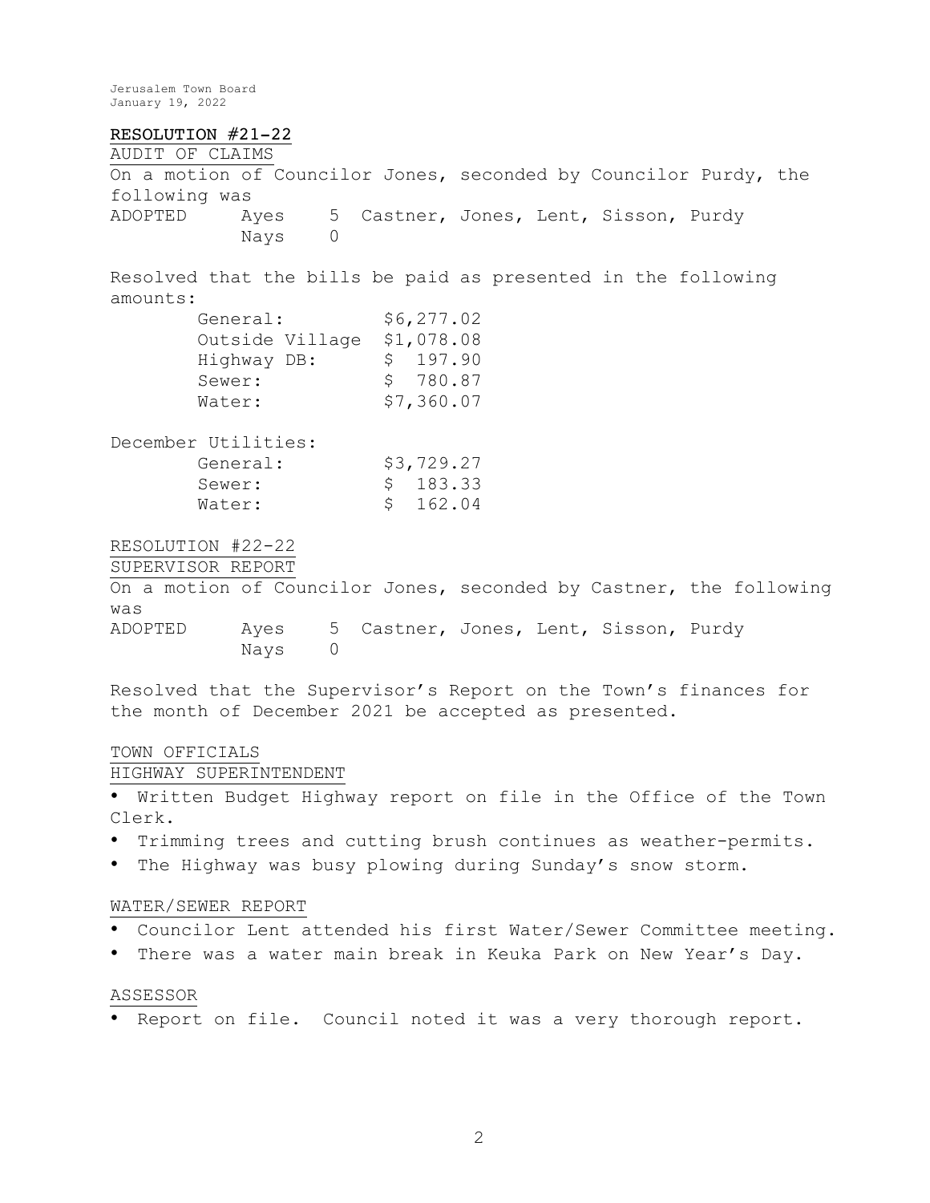**RESOLUTION #21-22**

AUDIT OF CLAIMS

On a motion of Councilor Jones, seconded by Councilor Purdy, the following was

ADOPTED Ayes 5 Castner, Jones, Lent, Sisson, Purdy
Nays 0

Resolved that the bills be paid as presented in the following amounts:

| | |
|---|---|
| General: | $6,277.02 |
| Outside Village | $1,078.08 |
| Highway DB: | $ 197.90 |
| Sewer: | $ 780.87 |
| Water: | $7,360.07 |

December Utilities:

| | |
|---|---|
| General: | $3,729.27 |
| Sewer: | $ 183.33 |
| Water: | $ 162.04 |

RESOLUTION #22-22

SUPERVISOR REPORT

On a motion of Councilor Jones, seconded by Castner, the following was

ADOPTED Ayes 5 Castner, Jones, Lent, Sisson, Purdy
Nays 0

Resolved that the Supervisor's Report on the Town's finances for the month of December 2021 be accepted as presented.

TOWN OFFICIALS

HIGHWAY SUPERINTENDENT

- Written Budget Highway report on file in the Office of the Town Clerk.
- Trimming trees and cutting brush continues as weather-permits.
- The Highway was busy plowing during Sunday's snow storm.

WATER/SEWER REPORT

- Councilor Lent attended his first Water/Sewer Committee meeting.
- There was a water main break in Keuka Park on New Year's Day.

ASSESSOR

- Report on file. Council noted it was a very thorough report.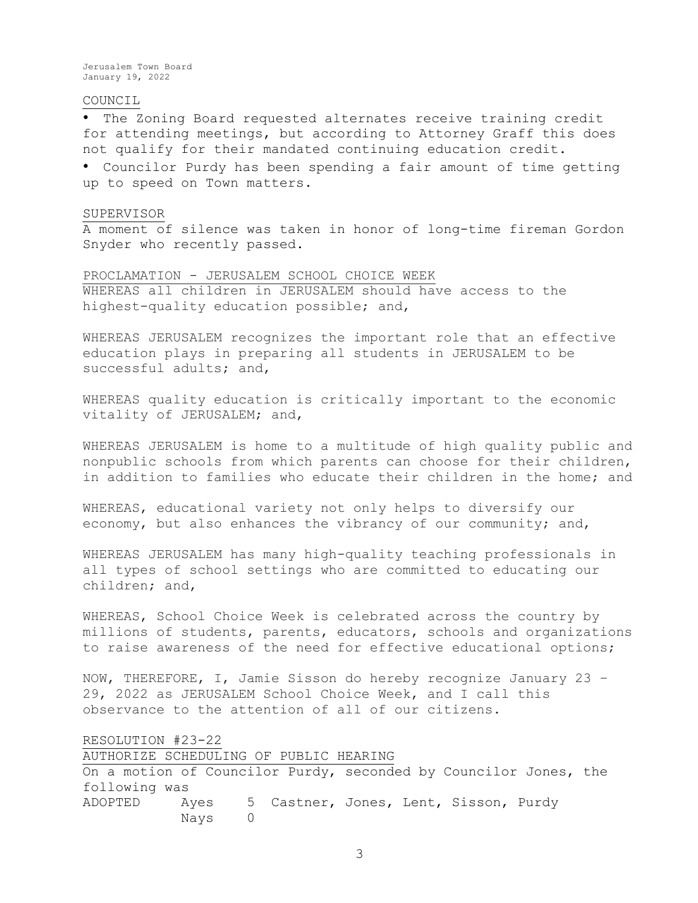## COUNCIL

- The Zoning Board requested alternates receive training credit for attending meetings, but according to Attorney Graff this does not qualify for their mandated continuing education credit.
- Councilor Purdy has been spending a fair amount of time getting up to speed on Town matters.

## SUPERVISOR

A moment of silence was taken in honor of long-time fireman Gordon Snyder who recently passed.

## PROCLAMATION - JERUSALEM SCHOOL CHOICE WEEK

WHEREAS all children in JERUSALEM should have access to the highest-quality education possible; and,

WHEREAS JERUSALEM recognizes the important role that an effective education plays in preparing all students in JERUSALEM to be successful adults; and,

WHEREAS quality education is critically important to the economic vitality of JERUSALEM; and,

WHEREAS JERUSALEM is home to a multitude of high quality public and nonpublic schools from which parents can choose for their children, in addition to families who educate their children in the home; and

WHEREAS, educational variety not only helps to diversify our economy, but also enhances the vibrancy of our community; and,

WHEREAS JERUSALEM has many high-quality teaching professionals in all types of school settings who are committed to educating our children; and,

WHEREAS, School Choice Week is celebrated across the country by millions of students, parents, educators, schools and organizations to raise awareness of the need for effective educational options;

NOW, THEREFORE, I, Jamie Sisson do hereby recognize January 23 – 29, 2022 as JERUSALEM School Choice Week, and I call this observance to the attention of all of our citizens.

## RESOLUTION #23-22
## AUTHORIZE SCHEDULING OF PUBLIC HEARING

On a motion of Councilor Purdy, seconded by Councilor Jones, the following was

| ADOPTED | Ayes | 5 | Castner, Jones, Lent, Sisson, Purdy |
|---|---|---|---|
| | Nays | 0 | |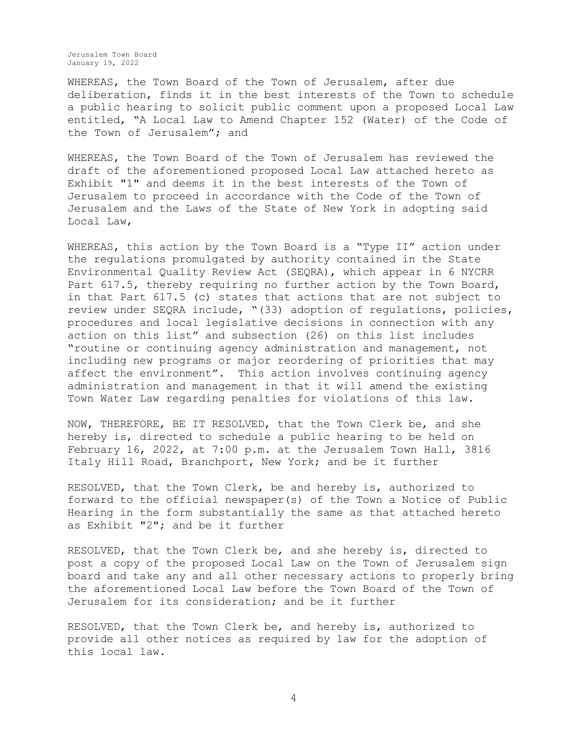WHEREAS, the Town Board of the Town of Jerusalem, after due deliberation, finds it in the best interests of the Town to schedule a public hearing to solicit public comment upon a proposed Local Law entitled, "A Local Law to Amend Chapter 152 (Water) of the Code of the Town of Jerusalem"; and

WHEREAS, the Town Board of the Town of Jerusalem has reviewed the draft of the aforementioned proposed Local Law attached hereto as Exhibit "1" and deems it in the best interests of the Town of Jerusalem to proceed in accordance with the Code of the Town of Jerusalem and the Laws of the State of New York in adopting said Local Law,

WHEREAS, this action by the Town Board is a "Type II" action under the regulations promulgated by authority contained in the State Environmental Quality Review Act (SEQRA), which appear in 6 NYCRR Part 617.5, thereby requiring no further action by the Town Board, in that Part 617.5 (c) states that actions that are not subject to review under SEQRA include, "(33) adoption of regulations, policies, procedures and local legislative decisions in connection with any action on this list" and subsection (26) on this list includes "routine or continuing agency administration and management, not including new programs or major reordering of priorities that may affect the environment". This action involves continuing agency administration and management in that it will amend the existing Town Water Law regarding penalties for violations of this law.

NOW, THEREFORE, BE IT RESOLVED, that the Town Clerk be, and she hereby is, directed to schedule a public hearing to be held on February 16, 2022, at 7:00 p.m. at the Jerusalem Town Hall, 3816 Italy Hill Road, Branchport, New York; and be it further

RESOLVED, that the Town Clerk, be and hereby is, authorized to forward to the official newspaper(s) of the Town a Notice of Public Hearing in the form substantially the same as that attached hereto as Exhibit "2"; and be it further

RESOLVED, that the Town Clerk be, and she hereby is, directed to post a copy of the proposed Local Law on the Town of Jerusalem sign board and take any and all other necessary actions to properly bring the aforementioned Local Law before the Town Board of the Town of Jerusalem for its consideration; and be it further

RESOLVED, that the Town Clerk be, and hereby is, authorized to provide all other notices as required by law for the adoption of this local law.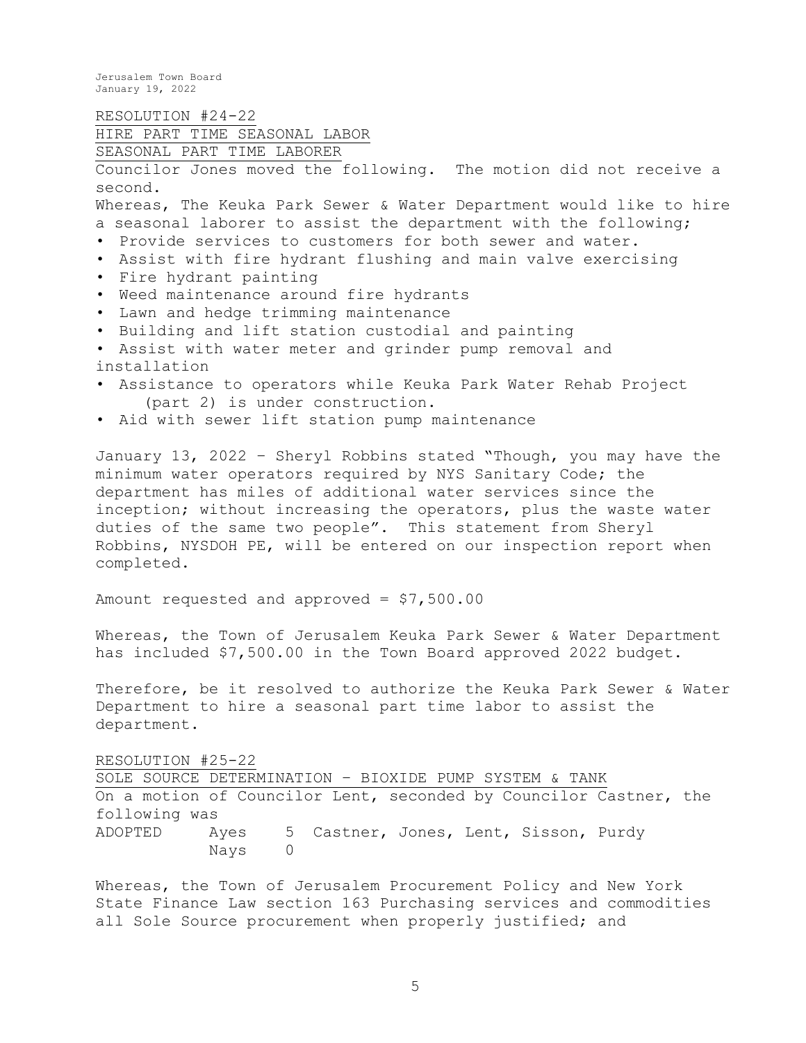RESOLUTION #24-22
HIRE PART TIME SEASONAL LABOR
SEASONAL PART TIME LABORER

Councilor Jones moved the following. The motion did not receive a second.

Whereas, The Keuka Park Sewer & Water Department would like to hire a seasonal laborer to assist the department with the following;

- Provide services to customers for both sewer and water.
- Assist with fire hydrant flushing and main valve exercising
- Fire hydrant painting
- Weed maintenance around fire hydrants
- Lawn and hedge trimming maintenance
- Building and lift station custodial and painting
- Assist with water meter and grinder pump removal and installation
- Assistance to operators while Keuka Park Water Rehab Project (part 2) is under construction.
- Aid with sewer lift station pump maintenance

January 13, 2022 – Sheryl Robbins stated "Though, you may have the minimum water operators required by NYS Sanitary Code; the department has miles of additional water services since the inception; without increasing the operators, plus the waste water duties of the same two people". This statement from Sheryl Robbins, NYSDOH PE, will be entered on our inspection report when completed.

Amount requested and approved = $7,500.00

Whereas, the Town of Jerusalem Keuka Park Sewer & Water Department has included $7,500.00 in the Town Board approved 2022 budget.

Therefore, be it resolved to authorize the Keuka Park Sewer & Water Department to hire a seasonal part time labor to assist the department.

RESOLUTION #25-22
SOLE SOURCE DETERMINATION – BIOXIDE PUMP SYSTEM & TANK

On a motion of Councilor Lent, seconded by Councilor Castner, the following was

| ADOPTED | Ayes | 5 | Castner, Jones, Lent, Sisson, Purdy |
|---|---|---|---|
| | Nays | 0 | |

Whereas, the Town of Jerusalem Procurement Policy and New York State Finance Law section 163 Purchasing services and commodities all Sole Source procurement when properly justified; and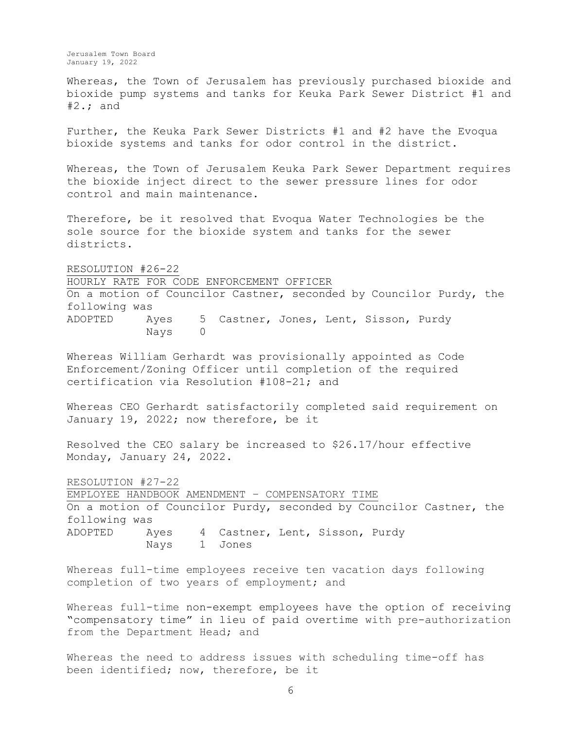Whereas, the Town of Jerusalem has previously purchased bioxide and bioxide pump systems and tanks for Keuka Park Sewer District #1 and #2.; and

Further, the Keuka Park Sewer Districts #1 and #2 have the Evoqua bioxide systems and tanks for odor control in the district.

Whereas, the Town of Jerusalem Keuka Park Sewer Department requires the bioxide inject direct to the sewer pressure lines for odor control and main maintenance.

Therefore, be it resolved that Evoqua Water Technologies be the sole source for the bioxide system and tanks for the sewer districts.

RESOLUTION #26-22
HOURLY RATE FOR CODE ENFORCEMENT OFFICER
On a motion of Councilor Castner, seconded by Councilor Purdy, the following was

| ADOPTED | Ayes | 5 | Castner, Jones, Lent, Sisson, Purdy |
|---|---|---|---|
| | Nays | 0 | |

Whereas William Gerhardt was provisionally appointed as Code Enforcement/Zoning Officer until completion of the required certification via Resolution #108-21; and

Whereas CEO Gerhardt satisfactorily completed said requirement on January 19, 2022; now therefore, be it

Resolved the CEO salary be increased to $26.17/hour effective Monday, January 24, 2022.

RESOLUTION #27-22
EMPLOYEE HANDBOOK AMENDMENT – COMPENSATORY TIME
On a motion of Councilor Purdy, seconded by Councilor Castner, the following was

| ADOPTED | Ayes | 4 | Castner, Lent, Sisson, Purdy |
|---|---|---|---|
| | Nays | 1 | Jones |

Whereas full-time employees receive ten vacation days following completion of two years of employment; and

Whereas full-time non-exempt employees have the option of receiving "compensatory time" in lieu of paid overtime with pre-authorization from the Department Head; and

Whereas the need to address issues with scheduling time-off has been identified; now, therefore, be it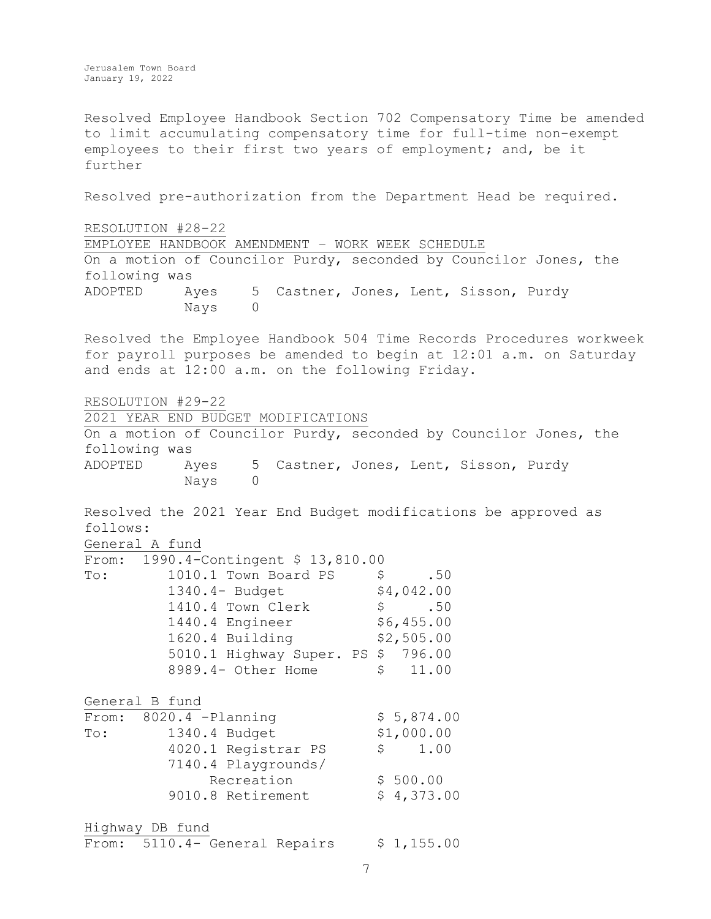Resolved Employee Handbook Section 702 Compensatory Time be amended to limit accumulating compensatory time for full-time non-exempt employees to their first two years of employment; and, be it further

Resolved pre-authorization from the Department Head be required.

RESOLUTION #28-22
EMPLOYEE HANDBOOK AMENDMENT – WORK WEEK SCHEDULE
On a motion of Councilor Purdy, seconded by Councilor Jones, the following was

ADOPTED Ayes 5 Castner, Jones, Lent, Sisson, Purdy
Nays 0

Resolved the Employee Handbook 504 Time Records Procedures workweek for payroll purposes be amended to begin at 12:01 a.m. on Saturday and ends at 12:00 a.m. on the following Friday.

RESOLUTION #29-22
2021 YEAR END BUDGET MODIFICATIONS
On a motion of Councilor Purdy, seconded by Councilor Jones, the following was

ADOPTED Ayes 5 Castner, Jones, Lent, Sisson, Purdy
Nays 0

Resolved the 2021 Year End Budget modifications be approved as follows:

General A fund

| | | |
|---|---|---|
| From: | 1990.4-Contingent $ 13,810.00 | |
| To: | 1010.1 Town Board PS | $ .50 |
| | 1340.4- Budget | $4,042.00 |
| | 1410.4 Town Clerk | $ .50 |
| | 1440.4 Engineer | $6,455.00 |
| | 1620.4 Building | $2,505.00 |
| | 5010.1 Highway Super. PS | $ 796.00 |
| | 8989.4- Other Home | $ 11.00 |

General B fund

| | | |
|---|---|---|
| From: | 8020.4 -Planning | $ 5,874.00 |
| To: | 1340.4 Budget | $1,000.00 |
| | 4020.1 Registrar PS | $ 1.00 |
| | 7140.4 Playgrounds/ Recreation | $ 500.00 |
| | 9010.8 Retirement | $ 4,373.00 |

Highway DB fund

| | | |
|---|---|---|
| From: | 5110.4- General Repairs | $ 1,155.00 |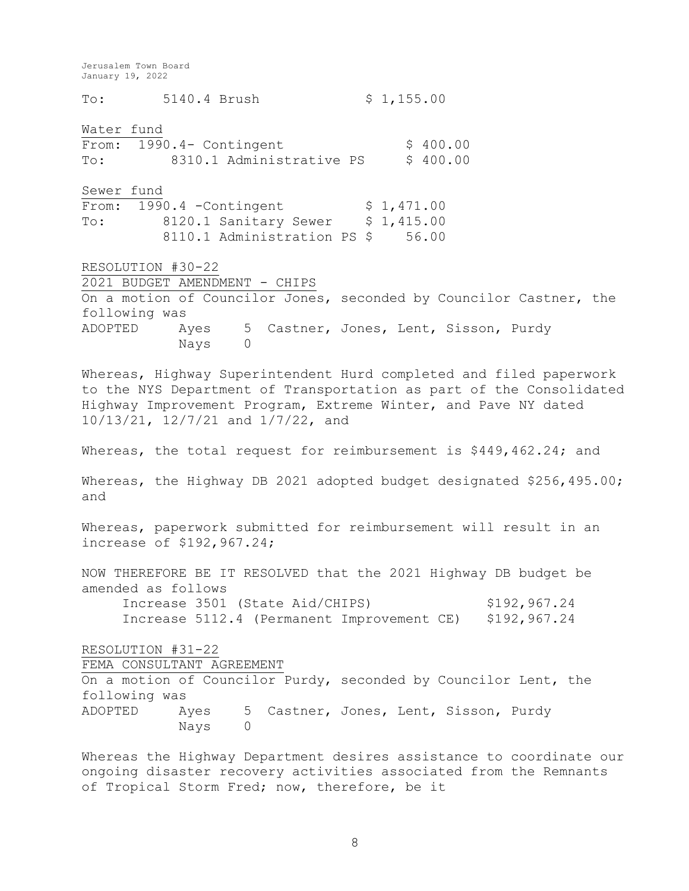To: 5140.4 Brush $ 1,155.00

Water fund

From: 1990.4- Contingent $ 400.00
To: 8310.1 Administrative PS $ 400.00

Sewer fund

From: 1990.4 -Contingent $ 1,471.00
To: 8120.1 Sanitary Sewer $ 1,415.00
8110.1 Administration PS $ 56.00

RESOLUTION #30-22

2021 BUDGET AMENDMENT - CHIPS

On a motion of Councilor Jones, seconded by Councilor Castner, the following was
ADOPTED Ayes 5 Castner, Jones, Lent, Sisson, Purdy
Nays 0

Whereas, Highway Superintendent Hurd completed and filed paperwork to the NYS Department of Transportation as part of the Consolidated Highway Improvement Program, Extreme Winter, and Pave NY dated 10/13/21, 12/7/21 and 1/7/22, and

Whereas, the total request for reimbursement is $449,462.24; and

Whereas, the Highway DB 2021 adopted budget designated $256,495.00; and

Whereas, paperwork submitted for reimbursement will result in an increase of $192,967.24;

NOW THEREFORE BE IT RESOLVED that the 2021 Highway DB budget be amended as follows

Increase 3501 (State Aid/CHIPS) $192,967.24
Increase 5112.4 (Permanent Improvement CE) $192,967.24

RESOLUTION #31-22

FEMA CONSULTANT AGREEMENT

On a motion of Councilor Purdy, seconded by Councilor Lent, the following was
ADOPTED Ayes 5 Castner, Jones, Lent, Sisson, Purdy
Nays 0

Whereas the Highway Department desires assistance to coordinate our ongoing disaster recovery activities associated from the Remnants of Tropical Storm Fred; now, therefore, be it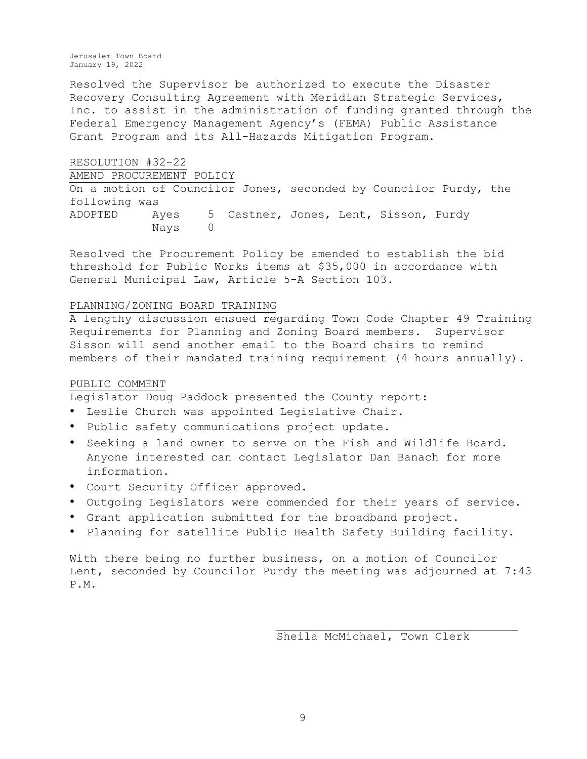Resolved the Supervisor be authorized to execute the Disaster Recovery Consulting Agreement with Meridian Strategic Services, Inc. to assist in the administration of funding granted through the Federal Emergency Management Agency's (FEMA) Public Assistance Grant Program and its All-Hazards Mitigation Program.

RESOLUTION #32-22

AMEND PROCUREMENT POLICY

On a motion of Councilor Jones, seconded by Councilor Purdy, the following was

ADOPTED Ayes 5 Castner, Jones, Lent, Sisson, Purdy
Nays 0

Resolved the Procurement Policy be amended to establish the bid threshold for Public Works items at $35,000 in accordance with General Municipal Law, Article 5-A Section 103.

PLANNING/ZONING BOARD TRAINING

A lengthy discussion ensued regarding Town Code Chapter 49 Training Requirements for Planning and Zoning Board members. Supervisor Sisson will send another email to the Board chairs to remind members of their mandated training requirement (4 hours annually).

PUBLIC COMMENT

Legislator Doug Paddock presented the County report:

- Leslie Church was appointed Legislative Chair.
- Public safety communications project update.
- Seeking a land owner to serve on the Fish and Wildlife Board. Anyone interested can contact Legislator Dan Banach for more information.
- Court Security Officer approved.
- Outgoing Legislators were commended for their years of service.
- Grant application submitted for the broadband project.
- Planning for satellite Public Health Safety Building facility.

With there being no further business, on a motion of Councilor Lent, seconded by Councilor Purdy the meeting was adjourned at 7:43 P.M.

Sheila McMichael, Town Clerk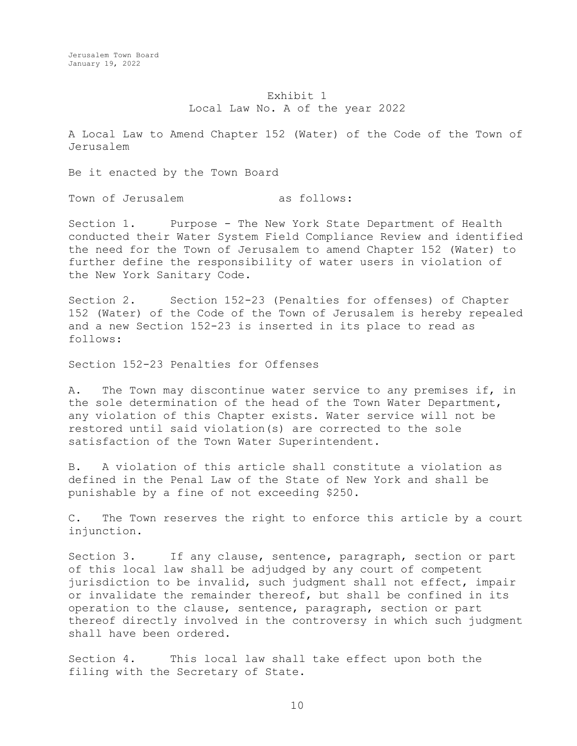# Exhibit 1

## Local Law No. A of the year 2022

A Local Law to Amend Chapter 152 (Water) of the Code of the Town of Jerusalem

Be it enacted by the Town Board

Town of Jerusalem as follows:

Section 1. Purpose - The New York State Department of Health conducted their Water System Field Compliance Review and identified the need for the Town of Jerusalem to amend Chapter 152 (Water) to further define the responsibility of water users in violation of the New York Sanitary Code.

Section 2. Section 152-23 (Penalties for offenses) of Chapter 152 (Water) of the Code of the Town of Jerusalem is hereby repealed and a new Section 152-23 is inserted in its place to read as follows:

Section 152-23 Penalties for Offenses

A. The Town may discontinue water service to any premises if, in the sole determination of the head of the Town Water Department, any violation of this Chapter exists. Water service will not be restored until said violation(s) are corrected to the sole satisfaction of the Town Water Superintendent.

B. A violation of this article shall constitute a violation as defined in the Penal Law of the State of New York and shall be punishable by a fine of not exceeding $250.

C. The Town reserves the right to enforce this article by a court injunction.

Section 3. If any clause, sentence, paragraph, section or part of this local law shall be adjudged by any court of competent jurisdiction to be invalid, such judgment shall not effect, impair or invalidate the remainder thereof, but shall be confined in its operation to the clause, sentence, paragraph, section or part thereof directly involved in the controversy in which such judgment shall have been ordered.

Section 4. This local law shall take effect upon both the filing with the Secretary of State.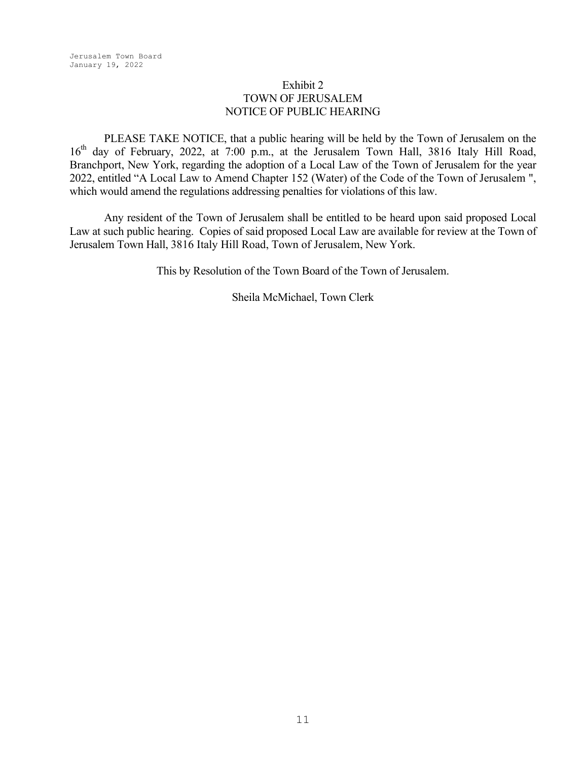# Exhibit 2
## TOWN OF JERUSALEM
## NOTICE OF PUBLIC HEARING

PLEASE TAKE NOTICE, that a public hearing will be held by the Town of Jerusalem on the 16th day of February, 2022, at 7:00 p.m., at the Jerusalem Town Hall, 3816 Italy Hill Road, Branchport, New York, regarding the adoption of a Local Law of the Town of Jerusalem for the year 2022, entitled "A Local Law to Amend Chapter 152 (Water) of the Code of the Town of Jerusalem ", which would amend the regulations addressing penalties for violations of this law.

Any resident of the Town of Jerusalem shall be entitled to be heard upon said proposed Local Law at such public hearing. Copies of said proposed Local Law are available for review at the Town of Jerusalem Town Hall, 3816 Italy Hill Road, Town of Jerusalem, New York.

This by Resolution of the Town Board of the Town of Jerusalem.

Sheila McMichael, Town Clerk